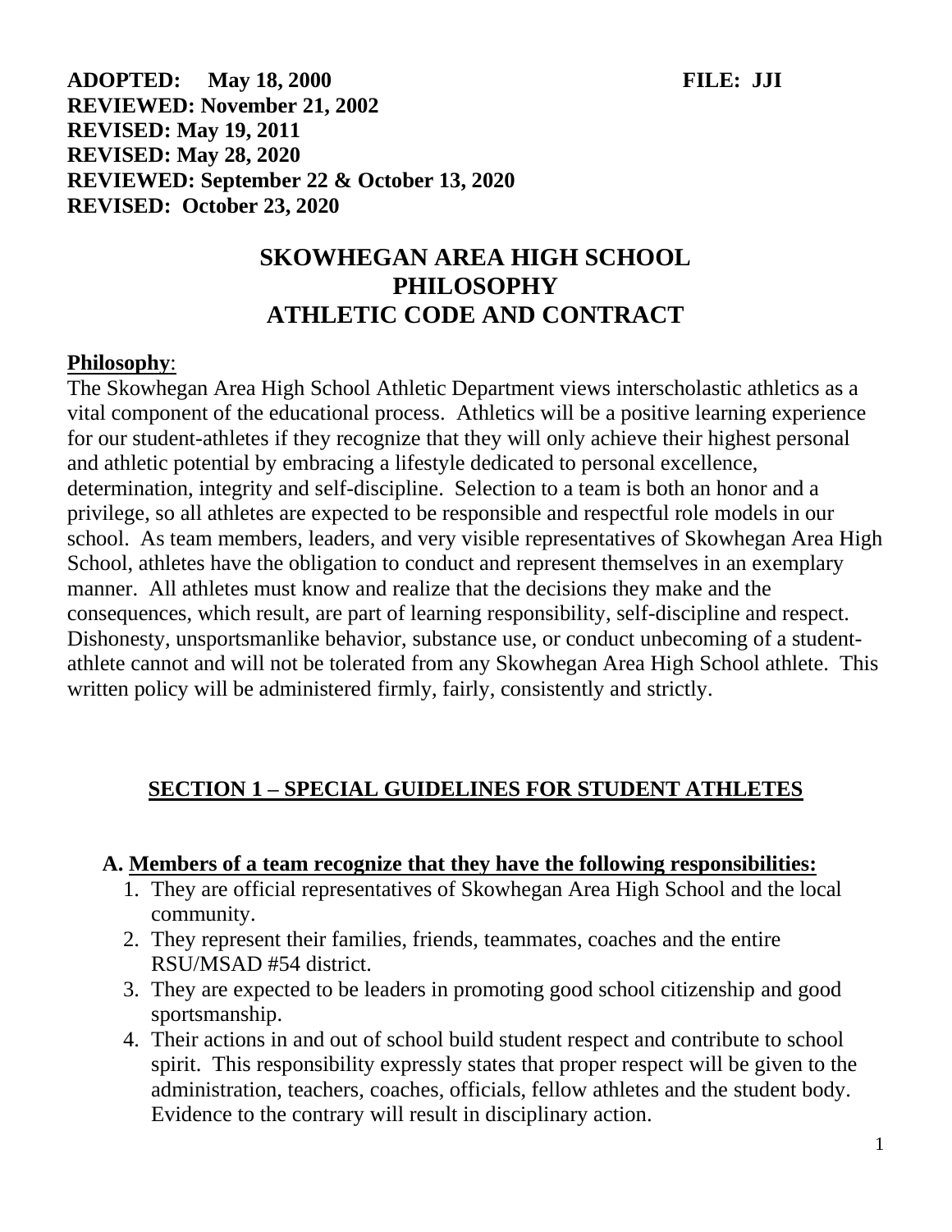**ADOPTED: May 18, 2000** **FILE: JJI**
**REVIEWED: November 21, 2002**
**REVISED: May 19, 2011**
**REVISED: May 28, 2020**
**REVIEWED: September 22 & October 13, 2020**
**REVISED: October 23, 2020**

# SKOWHEGAN AREA HIGH SCHOOL PHILOSOPHY ATHLETIC CODE AND CONTRACT

**Philosophy**:

The Skowhegan Area High School Athletic Department views interscholastic athletics as a vital component of the educational process. Athletics will be a positive learning experience for our student-athletes if they recognize that they will only achieve their highest personal and athletic potential by embracing a lifestyle dedicated to personal excellence, determination, integrity and self-discipline. Selection to a team is both an honor and a privilege, so all athletes are expected to be responsible and respectful role models in our school. As team members, leaders, and very visible representatives of Skowhegan Area High School, athletes have the obligation to conduct and represent themselves in an exemplary manner. All athletes must know and realize that the decisions they make and the consequences, which result, are part of learning responsibility, self-discipline and respect. Dishonesty, unsportsmanlike behavior, substance use, or conduct unbecoming of a student-athlete cannot and will not be tolerated from any Skowhegan Area High School athlete. This written policy will be administered firmly, fairly, consistently and strictly.

## SECTION 1 – SPECIAL GUIDELINES FOR STUDENT ATHLETES

### A. Members of a team recognize that they have the following responsibilities:

1. They are official representatives of Skowhegan Area High School and the local community.
2. They represent their families, friends, teammates, coaches and the entire RSU/MSAD #54 district.
3. They are expected to be leaders in promoting good school citizenship and good sportsmanship.
4. Their actions in and out of school build student respect and contribute to school spirit. This responsibility expressly states that proper respect will be given to the administration, teachers, coaches, officials, fellow athletes and the student body. Evidence to the contrary will result in disciplinary action.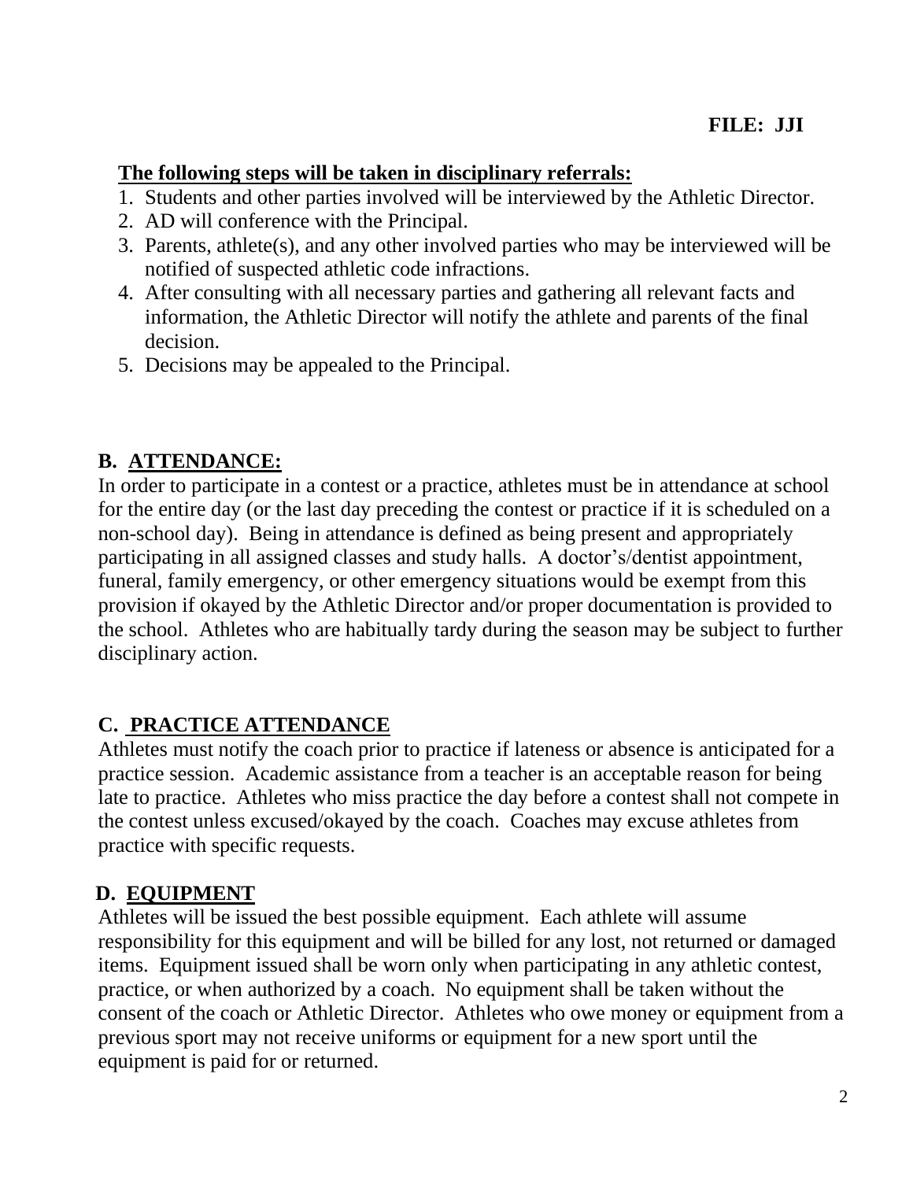**FILE: JJI**

**The following steps will be taken in disciplinary referrals:**

1. Students and other parties involved will be interviewed by the Athletic Director.
2. AD will conference with the Principal.
3. Parents, athlete(s), and any other involved parties who may be interviewed will be notified of suspected athletic code infractions.
4. After consulting with all necessary parties and gathering all relevant facts and information, the Athletic Director will notify the athlete and parents of the final decision.
5. Decisions may be appealed to the Principal.

## B. ATTENDANCE:

In order to participate in a contest or a practice, athletes must be in attendance at school for the entire day (or the last day preceding the contest or practice if it is scheduled on a non-school day). Being in attendance is defined as being present and appropriately participating in all assigned classes and study halls. A doctor's/dentist appointment, funeral, family emergency, or other emergency situations would be exempt from this provision if okayed by the Athletic Director and/or proper documentation is provided to the school. Athletes who are habitually tardy during the season may be subject to further disciplinary action.

## C. PRACTICE ATTENDANCE

Athletes must notify the coach prior to practice if lateness or absence is anticipated for a practice session. Academic assistance from a teacher is an acceptable reason for being late to practice. Athletes who miss practice the day before a contest shall not compete in the contest unless excused/okayed by the coach. Coaches may excuse athletes from practice with specific requests.

## D. EQUIPMENT

Athletes will be issued the best possible equipment. Each athlete will assume responsibility for this equipment and will be billed for any lost, not returned or damaged items. Equipment issued shall be worn only when participating in any athletic contest, practice, or when authorized by a coach. No equipment shall be taken without the consent of the coach or Athletic Director. Athletes who owe money or equipment from a previous sport may not receive uniforms or equipment for a new sport until the equipment is paid for or returned.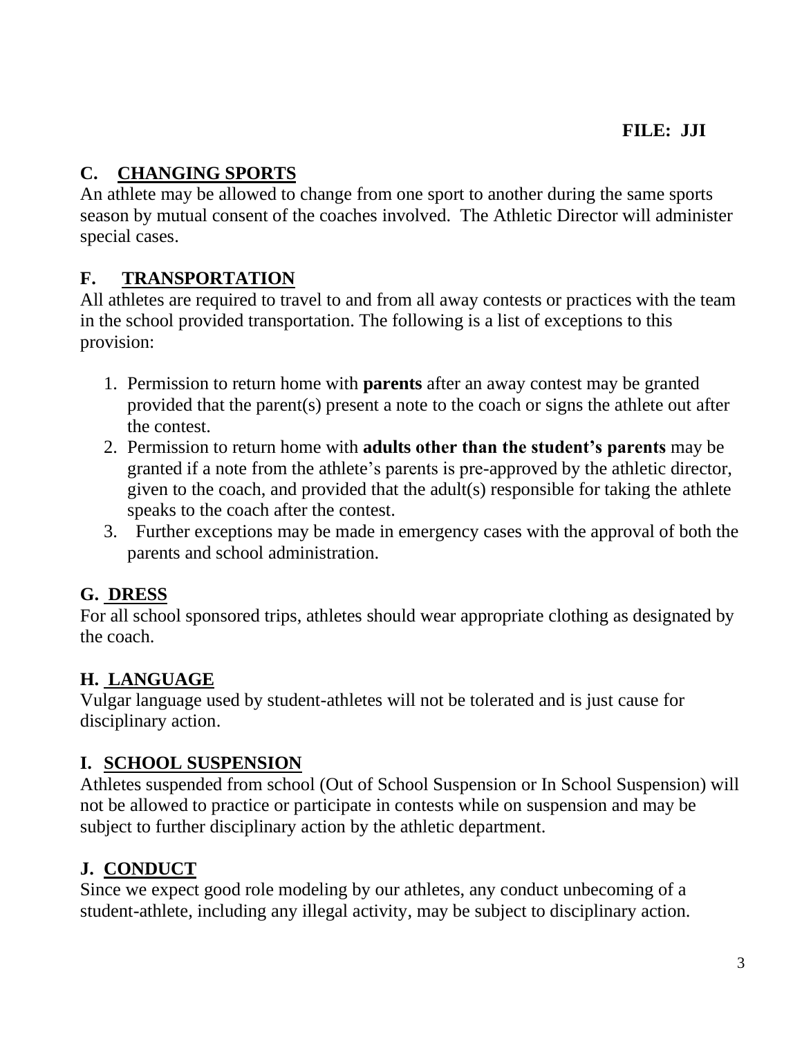**FILE: JJI**

## C. CHANGING SPORTS

An athlete may be allowed to change from one sport to another during the same sports season by mutual consent of the coaches involved. The Athletic Director will administer special cases.

## F. TRANSPORTATION

All athletes are required to travel to and from all away contests or practices with the team in the school provided transportation. The following is a list of exceptions to this provision:

1. Permission to return home with **parents** after an away contest may be granted provided that the parent(s) present a note to the coach or signs the athlete out after the contest.
2. Permission to return home with **adults other than the student's parents** may be granted if a note from the athlete's parents is pre-approved by the athletic director, given to the coach, and provided that the adult(s) responsible for taking the athlete speaks to the coach after the contest.
3. Further exceptions may be made in emergency cases with the approval of both the parents and school administration.

## G. DRESS

For all school sponsored trips, athletes should wear appropriate clothing as designated by the coach.

## H. LANGUAGE

Vulgar language used by student-athletes will not be tolerated and is just cause for disciplinary action.

## I. SCHOOL SUSPENSION

Athletes suspended from school (Out of School Suspension or In School Suspension) will not be allowed to practice or participate in contests while on suspension and may be subject to further disciplinary action by the athletic department.

## J. CONDUCT

Since we expect good role modeling by our athletes, any conduct unbecoming of a student-athlete, including any illegal activity, may be subject to disciplinary action.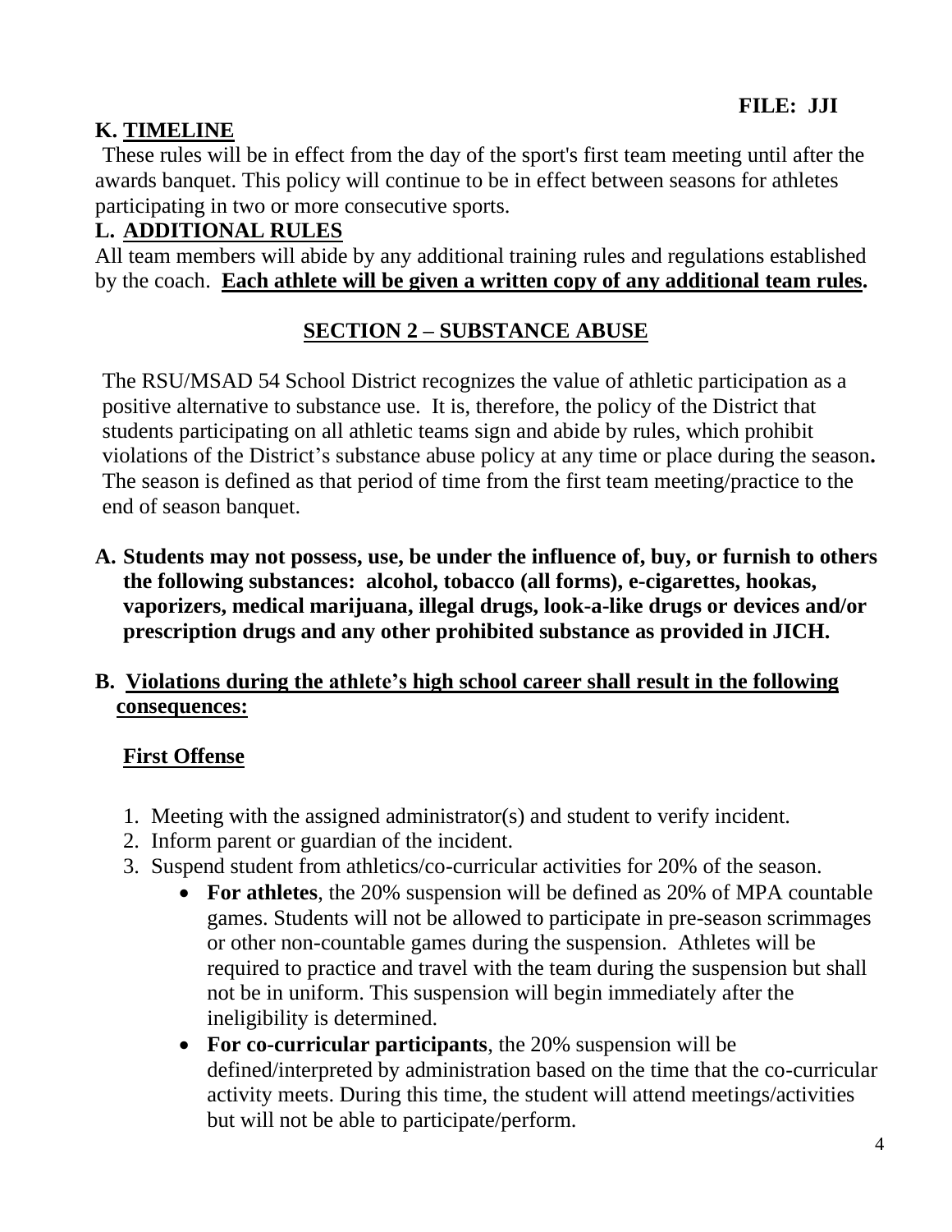**FILE: JJI**

## K. TIMELINE

These rules will be in effect from the day of the sport's first team meeting until after the awards banquet. This policy will continue to be in effect between seasons for athletes participating in two or more consecutive sports.

## L. ADDITIONAL RULES

All team members will abide by any additional training rules and regulations established by the coach. **Each athlete will be given a written copy of any additional team rules.**

## SECTION 2 – SUBSTANCE ABUSE

The RSU/MSAD 54 School District recognizes the value of athletic participation as a positive alternative to substance use. It is, therefore, the policy of the District that students participating on all athletic teams sign and abide by rules, which prohibit violations of the District's substance abuse policy at any time or place during the season**.** The season is defined as that period of time from the first team meeting/practice to the end of season banquet.

**A. Students may not possess, use, be under the influence of, buy, or furnish to others the following substances: alcohol, tobacco (all forms), e-cigarettes, hookas, vaporizers, medical marijuana, illegal drugs, look-a-like drugs or devices and/or prescription drugs and any other prohibited substance as provided in JICH.**

**B. Violations during the athlete's high school career shall result in the following consequences:**

### First Offense

1. Meeting with the assigned administrator(s) and student to verify incident.
2. Inform parent or guardian of the incident.
3. Suspend student from athletics/co-curricular activities for 20% of the season.
   - **For athletes**, the 20% suspension will be defined as 20% of MPA countable games. Students will not be allowed to participate in pre-season scrimmages or other non-countable games during the suspension. Athletes will be required to practice and travel with the team during the suspension but shall not be in uniform. This suspension will begin immediately after the ineligibility is determined.
   - **For co-curricular participants**, the 20% suspension will be defined/interpreted by administration based on the time that the co-curricular activity meets. During this time, the student will attend meetings/activities but will not be able to participate/perform.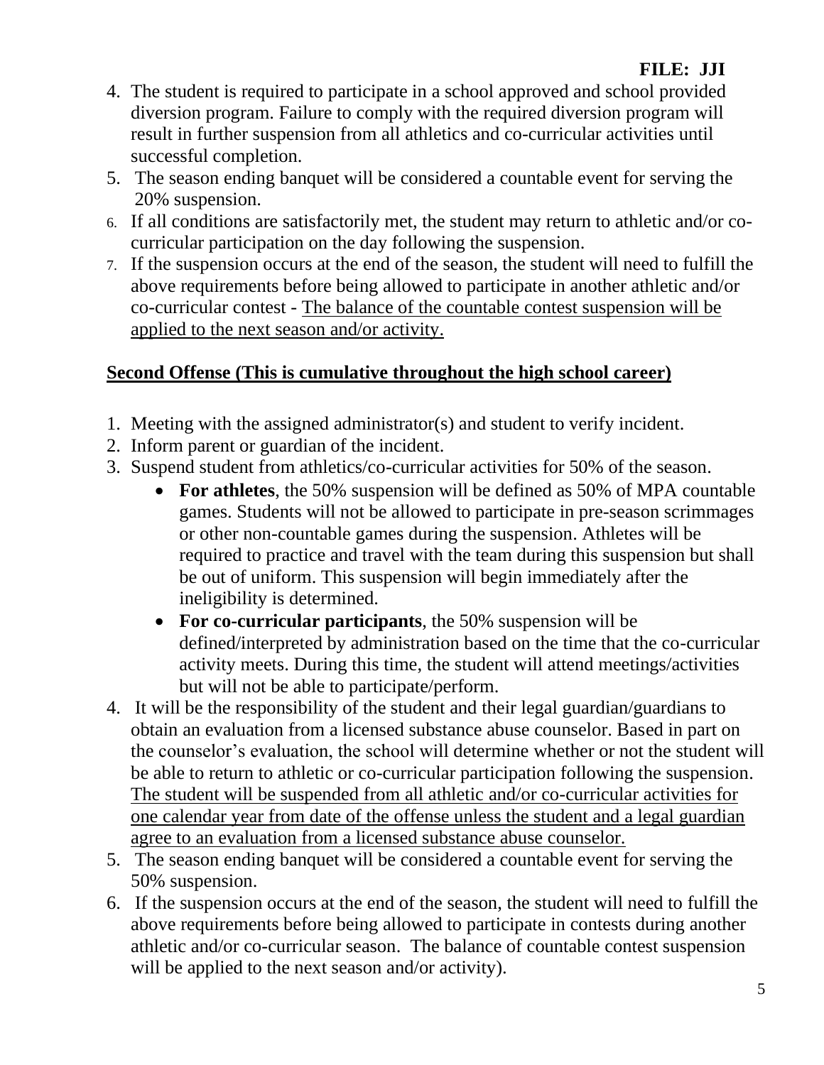4. The student is required to participate in a school approved and school provided diversion program. Failure to comply with the required diversion program will result in further suspension from all athletics and co-curricular activities until successful completion.
5. The season ending banquet will be considered a countable event for serving the 20% suspension.
6. If all conditions are satisfactorily met, the student may return to athletic and/or co-curricular participation on the day following the suspension.
7. If the suspension occurs at the end of the season, the student will need to fulfill the above requirements before being allowed to participate in another athletic and/or co-curricular contest - <u>The balance of the countable contest suspension will be applied to the next season and/or activity.</u>

**<u>Second Offense (This is cumulative throughout the high school career)</u>**

1. Meeting with the assigned administrator(s) and student to verify incident.
2. Inform parent or guardian of the incident.
3. Suspend student from athletics/co-curricular activities for 50% of the season.
   - **For athletes**, the 50% suspension will be defined as 50% of MPA countable games. Students will not be allowed to participate in pre-season scrimmages or other non-countable games during the suspension. Athletes will be required to practice and travel with the team during this suspension but shall be out of uniform. This suspension will begin immediately after the ineligibility is determined.
   - **For co-curricular participants**, the 50% suspension will be defined/interpreted by administration based on the time that the co-curricular activity meets. During this time, the student will attend meetings/activities but will not be able to participate/perform.
4. It will be the responsibility of the student and their legal guardian/guardians to obtain an evaluation from a licensed substance abuse counselor. Based in part on the counselor's evaluation, the school will determine whether or not the student will be able to return to athletic or co-curricular participation following the suspension. <u>The student will be suspended from all athletic and/or co-curricular activities for one calendar year from date of the offense unless the student and a legal guardian agree to an evaluation from a licensed substance abuse counselor.</u>
5. The season ending banquet will be considered a countable event for serving the 50% suspension.
6. If the suspension occurs at the end of the season, the student will need to fulfill the above requirements before being allowed to participate in contests during another athletic and/or co-curricular season. The balance of countable contest suspension will be applied to the next season and/or activity).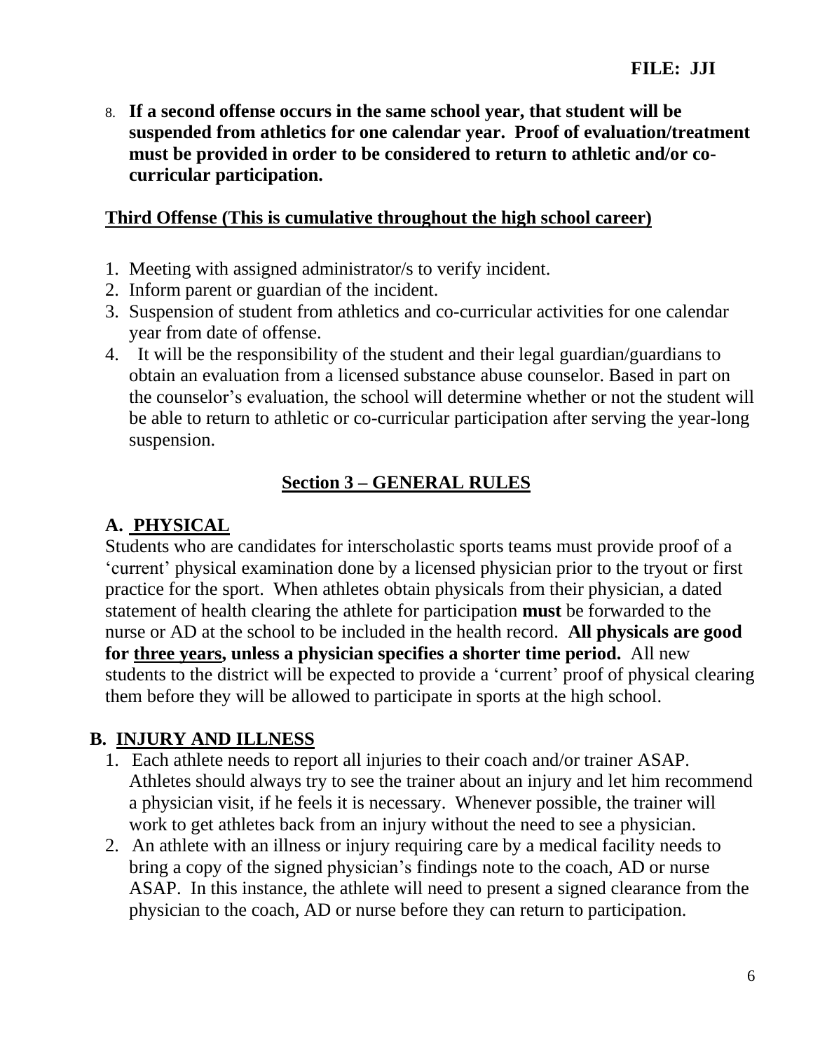8. **If a second offense occurs in the same school year, that student will be suspended from athletics for one calendar year. Proof of evaluation/treatment must be provided in order to be considered to return to athletic and/or co-curricular participation.**

**Third Offense (This is cumulative throughout the high school career)**

1. Meeting with assigned administrator/s to verify incident.
2. Inform parent or guardian of the incident.
3. Suspension of student from athletics and co-curricular activities for one calendar year from date of offense.
4. It will be the responsibility of the student and their legal guardian/guardians to obtain an evaluation from a licensed substance abuse counselor. Based in part on the counselor's evaluation, the school will determine whether or not the student will be able to return to athletic or co-curricular participation after serving the year-long suspension.

## Section 3 – GENERAL RULES

### A. PHYSICAL

Students who are candidates for interscholastic sports teams must provide proof of a 'current' physical examination done by a licensed physician prior to the tryout or first practice for the sport. When athletes obtain physicals from their physician, a dated statement of health clearing the athlete for participation **must** be forwarded to the nurse or AD at the school to be included in the health record. **All physicals are good for three years, unless a physician specifies a shorter time period.** All new students to the district will be expected to provide a 'current' proof of physical clearing them before they will be allowed to participate in sports at the high school.

### B. INJURY AND ILLNESS

1. Each athlete needs to report all injuries to their coach and/or trainer ASAP. Athletes should always try to see the trainer about an injury and let him recommend a physician visit, if he feels it is necessary. Whenever possible, the trainer will work to get athletes back from an injury without the need to see a physician.
2. An athlete with an illness or injury requiring care by a medical facility needs to bring a copy of the signed physician's findings note to the coach, AD or nurse ASAP. In this instance, the athlete will need to present a signed clearance from the physician to the coach, AD or nurse before they can return to participation.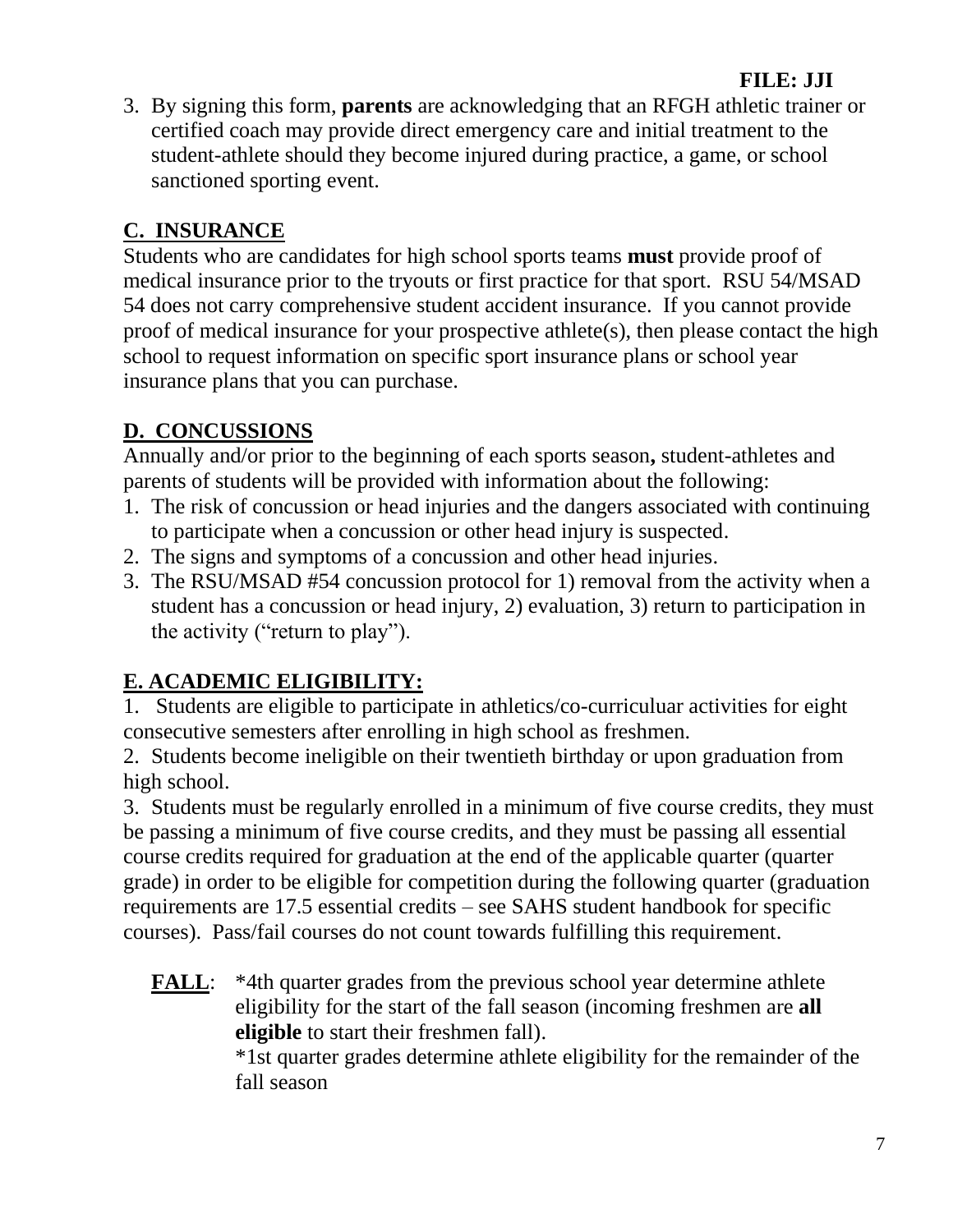**FILE: JJI**

3. By signing this form, **parents** are acknowledging that an RFGH athletic trainer or certified coach may provide direct emergency care and initial treatment to the student-athlete should they become injured during practice, a game, or school sanctioned sporting event.

## C. INSURANCE

Students who are candidates for high school sports teams **must** provide proof of medical insurance prior to the tryouts or first practice for that sport. RSU 54/MSAD 54 does not carry comprehensive student accident insurance. If you cannot provide proof of medical insurance for your prospective athlete(s), then please contact the high school to request information on specific sport insurance plans or school year insurance plans that you can purchase.

## D. CONCUSSIONS

Annually and/or prior to the beginning of each sports season**,** student-athletes and parents of students will be provided with information about the following:

1. The risk of concussion or head injuries and the dangers associated with continuing to participate when a concussion or other head injury is suspected.
2. The signs and symptoms of a concussion and other head injuries.
3. The RSU/MSAD #54 concussion protocol for 1) removal from the activity when a student has a concussion or head injury, 2) evaluation, 3) return to participation in the activity ("return to play").

## E. ACADEMIC ELIGIBILITY:

1. Students are eligible to participate in athletics/co-curriculuar activities for eight consecutive semesters after enrolling in high school as freshmen.

2. Students become ineligible on their twentieth birthday or upon graduation from high school.

3. Students must be regularly enrolled in a minimum of five course credits, they must be passing a minimum of five course credits, and they must be passing all essential course credits required for graduation at the end of the applicable quarter (quarter grade) in order to be eligible for competition during the following quarter (graduation requirements are 17.5 essential credits – see SAHS student handbook for specific courses). Pass/fail courses do not count towards fulfilling this requirement.

**FALL**: *4th quarter grades from the previous school year determine athlete eligibility for the start of the fall season (incoming freshmen are **all eligible** to start their freshmen fall).
*1st quarter grades determine athlete eligibility for the remainder of the fall season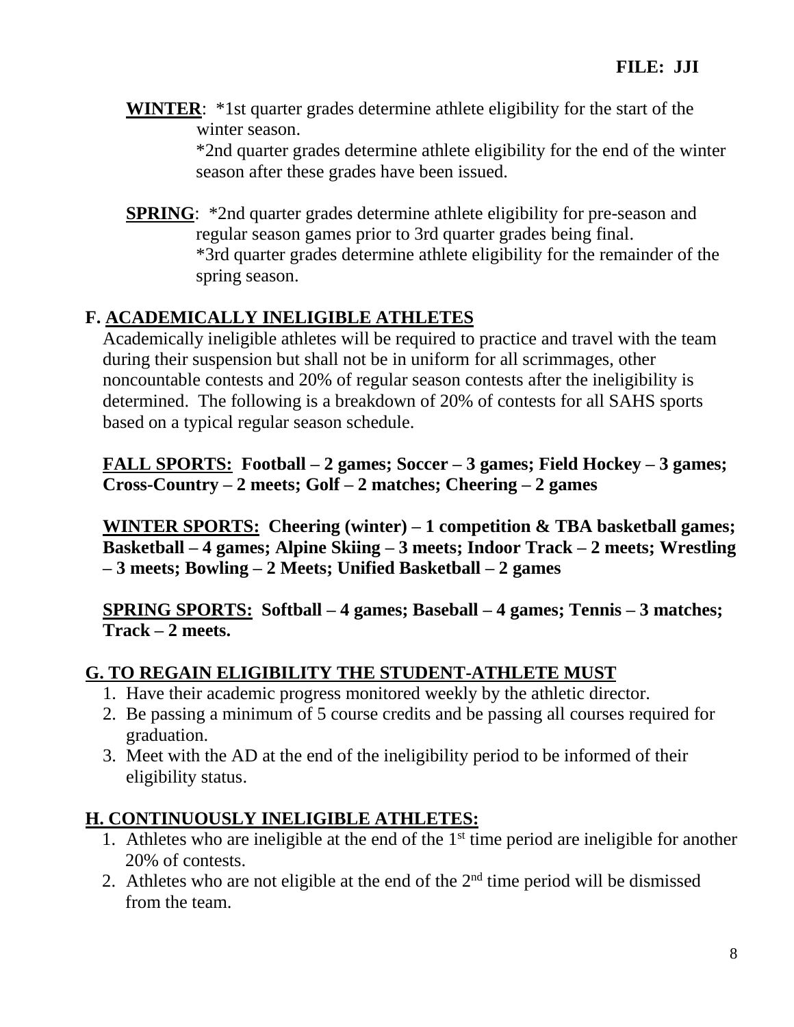**WINTER**: *1st quarter grades determine athlete eligibility for the start of the winter season.
*2nd quarter grades determine athlete eligibility for the end of the winter season after these grades have been issued.

**SPRING**: *2nd quarter grades determine athlete eligibility for pre-season and regular season games prior to 3rd quarter grades being final.
*3rd quarter grades determine athlete eligibility for the remainder of the spring season.

## F. ACADEMICALLY INELIGIBLE ATHLETES

Academically ineligible athletes will be required to practice and travel with the team during their suspension but shall not be in uniform for all scrimmages, other noncountable contests and 20% of regular season contests after the ineligibility is determined. The following is a breakdown of 20% of contests for all SAHS sports based on a typical regular season schedule.

**FALL SPORTS: Football – 2 games; Soccer – 3 games; Field Hockey – 3 games; Cross-Country – 2 meets; Golf – 2 matches; Cheering – 2 games**

**WINTER SPORTS: Cheering (winter) – 1 competition & TBA basketball games; Basketball – 4 games; Alpine Skiing – 3 meets; Indoor Track – 2 meets; Wrestling – 3 meets; Bowling – 2 Meets; Unified Basketball – 2 games**

**SPRING SPORTS: Softball – 4 games; Baseball – 4 games; Tennis – 3 matches; Track – 2 meets.**

## G. TO REGAIN ELIGIBILITY THE STUDENT-ATHLETE MUST

1. Have their academic progress monitored weekly by the athletic director.
2. Be passing a minimum of 5 course credits and be passing all courses required for graduation.
3. Meet with the AD at the end of the ineligibility period to be informed of their eligibility status.

## H. CONTINUOUSLY INELIGIBLE ATHLETES:

1. Athletes who are ineligible at the end of the 1st time period are ineligible for another 20% of contests.
2. Athletes who are not eligible at the end of the 2nd time period will be dismissed from the team.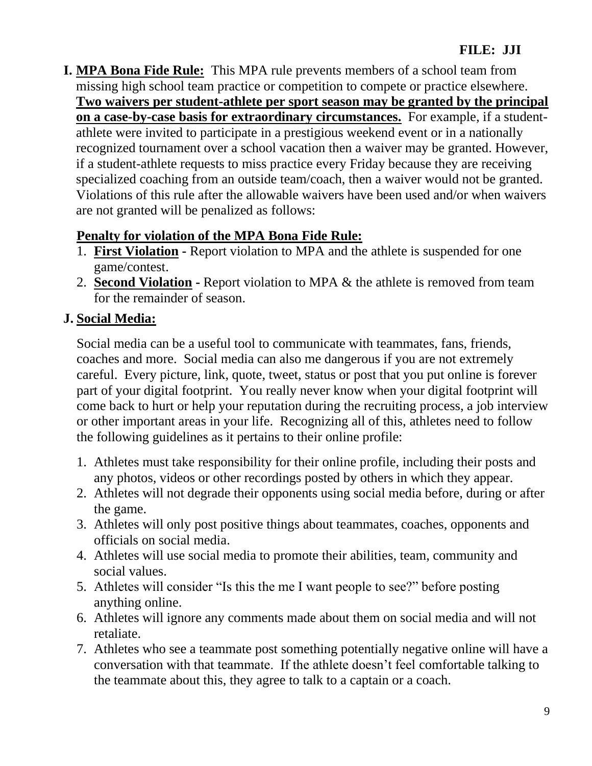**FILE: JJI**

**I. <u>MPA Bona Fide Rule:</u>** This MPA rule prevents members of a school team from missing high school team practice or competition to compete or practice elsewhere. **<u>Two waivers per student-athlete per sport season may be granted by the principal on a case-by-case basis for extraordinary circumstances.</u>** For example, if a student-athlete were invited to participate in a prestigious weekend event or in a nationally recognized tournament over a school vacation then a waiver may be granted. However, if a student-athlete requests to miss practice every Friday because they are receiving specialized coaching from an outside team/coach, then a waiver would not be granted. Violations of this rule after the allowable waivers have been used and/or when waivers are not granted will be penalized as follows:

**<u>Penalty for violation of the MPA Bona Fide Rule:</u>**

1. **<u>First Violation</u> -** Report violation to MPA and the athlete is suspended for one game/contest.
2. **<u>Second Violation</u> -** Report violation to MPA & the athlete is removed from team for the remainder of season.

**J. <u>Social Media:</u>**

Social media can be a useful tool to communicate with teammates, fans, friends, coaches and more. Social media can also me dangerous if you are not extremely careful. Every picture, link, quote, tweet, status or post that you put online is forever part of your digital footprint. You really never know when your digital footprint will come back to hurt or help your reputation during the recruiting process, a job interview or other important areas in your life. Recognizing all of this, athletes need to follow the following guidelines as it pertains to their online profile:

1. Athletes must take responsibility for their online profile, including their posts and any photos, videos or other recordings posted by others in which they appear.
2. Athletes will not degrade their opponents using social media before, during or after the game.
3. Athletes will only post positive things about teammates, coaches, opponents and officials on social media.
4. Athletes will use social media to promote their abilities, team, community and social values.
5. Athletes will consider "Is this the me I want people to see?" before posting anything online.
6. Athletes will ignore any comments made about them on social media and will not retaliate.
7. Athletes who see a teammate post something potentially negative online will have a conversation with that teammate. If the athlete doesn't feel comfortable talking to the teammate about this, they agree to talk to a captain or a coach.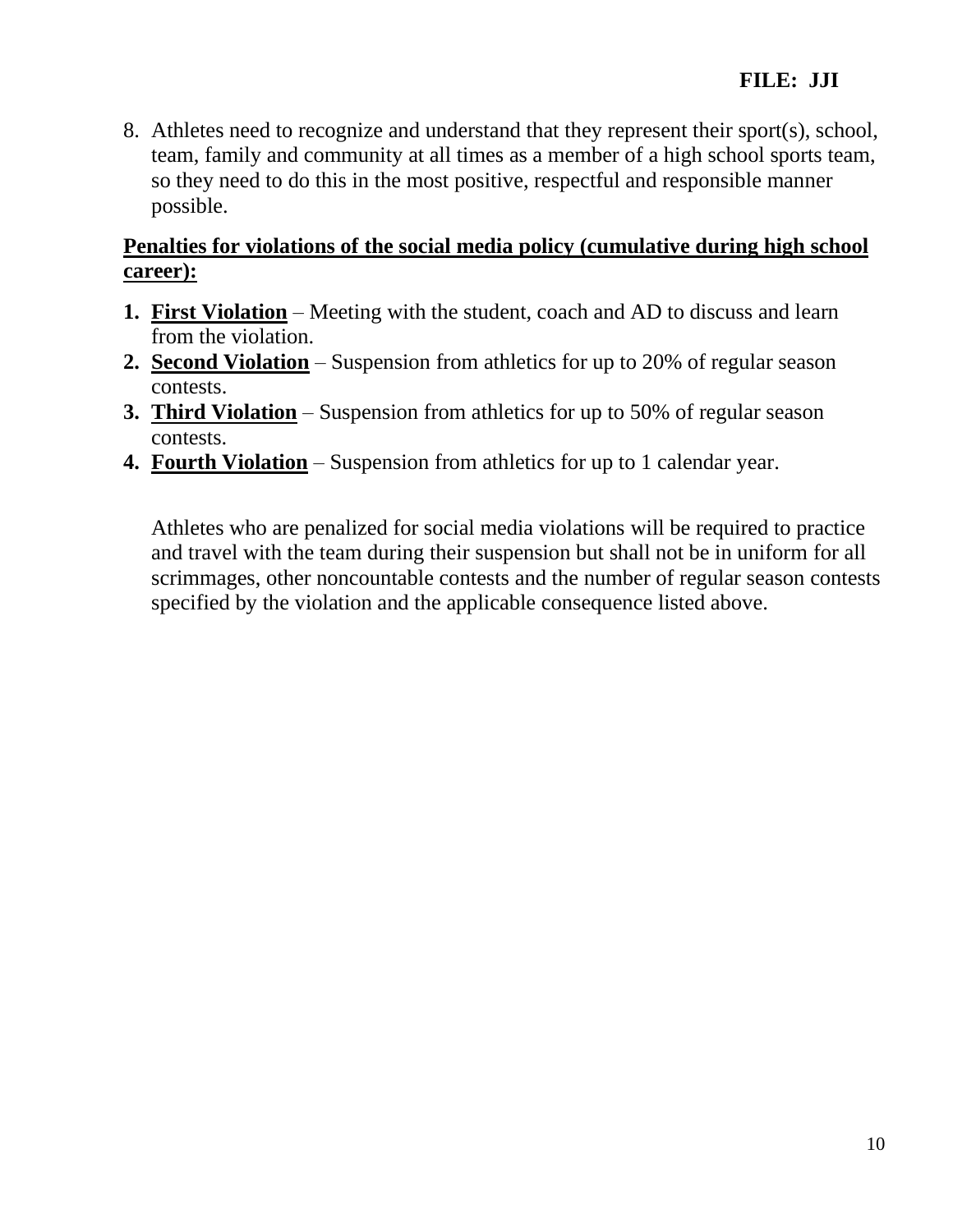8. Athletes need to recognize and understand that they represent their sport(s), school, team, family and community at all times as a member of a high school sports team, so they need to do this in the most positive, respectful and responsible manner possible.

**Penalties for violations of the social media policy (cumulative during high school career):**

1. **First Violation** – Meeting with the student, coach and AD to discuss and learn from the violation.
2. **Second Violation** – Suspension from athletics for up to 20% of regular season contests.
3. **Third Violation** – Suspension from athletics for up to 50% of regular season contests.
4. **Fourth Violation** – Suspension from athletics for up to 1 calendar year.

Athletes who are penalized for social media violations will be required to practice and travel with the team during their suspension but shall not be in uniform for all scrimmages, other noncountable contests and the number of regular season contests specified by the violation and the applicable consequence listed above.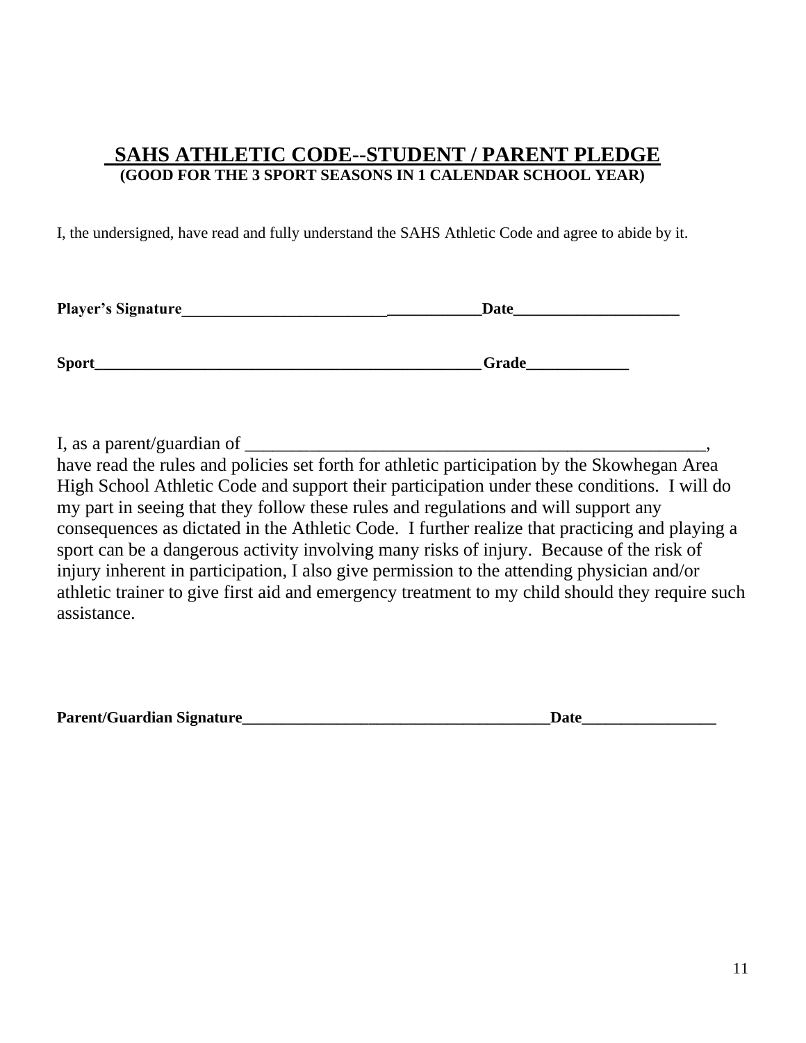# SAHS ATHLETIC CODE--STUDENT / PARENT PLEDGE

**(GOOD FOR THE 3 SPORT SEASONS IN 1 CALENDAR SCHOOL YEAR)**

I, the undersigned, have read and fully understand the SAHS Athletic Code and agree to abide by it.

**Player's Signature_______________________________________Date______________________**

**Sport_____________________________________________________Grade_____________**

I, as a parent/guardian of _______________________________________________________, have read the rules and policies set forth for athletic participation by the Skowhegan Area High School Athletic Code and support their participation under these conditions. I will do my part in seeing that they follow these rules and regulations and will support any consequences as dictated in the Athletic Code. I further realize that practicing and playing a sport can be a dangerous activity involving many risks of injury. Because of the risk of injury inherent in participation, I also give permission to the attending physician and/or athletic trainer to give first aid and emergency treatment to my child should they require such assistance.

**Parent/Guardian Signature________________________________________Date_________________**